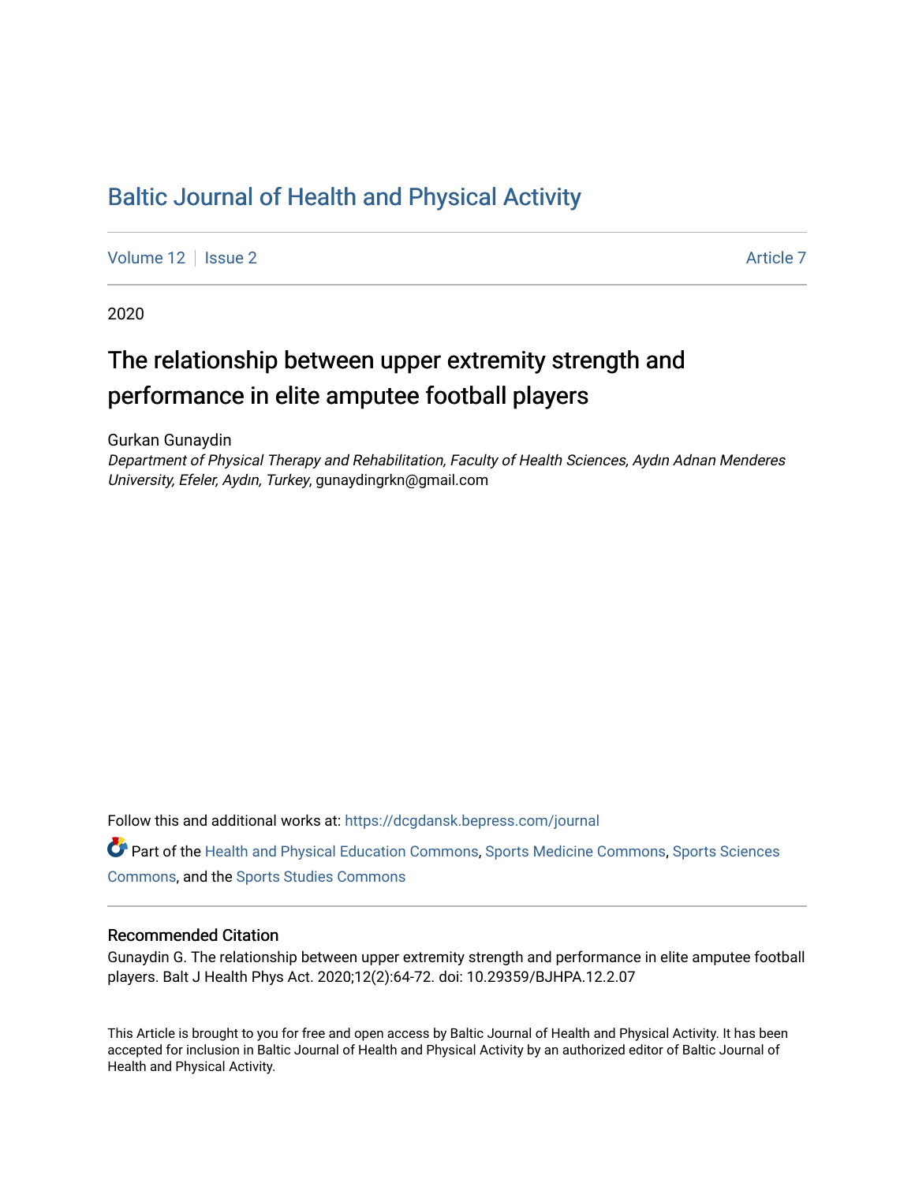# Baltic Journal of Health and Physical Activity

Volume 12 | Issue 2 | Article 7

2020

## The relationship between upper extremity strength and performance in elite amputee football players

Gurkan Gunaydin

*Department of Physical Therapy and Rehabilitation, Faculty of Health Sciences, Aydın Adnan Menderes University, Efeler, Aydın, Turkey*, gunaydingrkn@gmail.com

Follow this and additional works at: https://dcgdansk.bepress.com/journal

Part of the Health and Physical Education Commons, Sports Medicine Commons, Sports Sciences Commons, and the Sports Studies Commons

### Recommended Citation

Gunaydin G. The relationship between upper extremity strength and performance in elite amputee football players. Balt J Health Phys Act. 2020;12(2):64-72. doi: 10.29359/BJHPA.12.2.07

This Article is brought to you for free and open access by Baltic Journal of Health and Physical Activity. It has been accepted for inclusion in Baltic Journal of Health and Physical Activity by an authorized editor of Baltic Journal of Health and Physical Activity.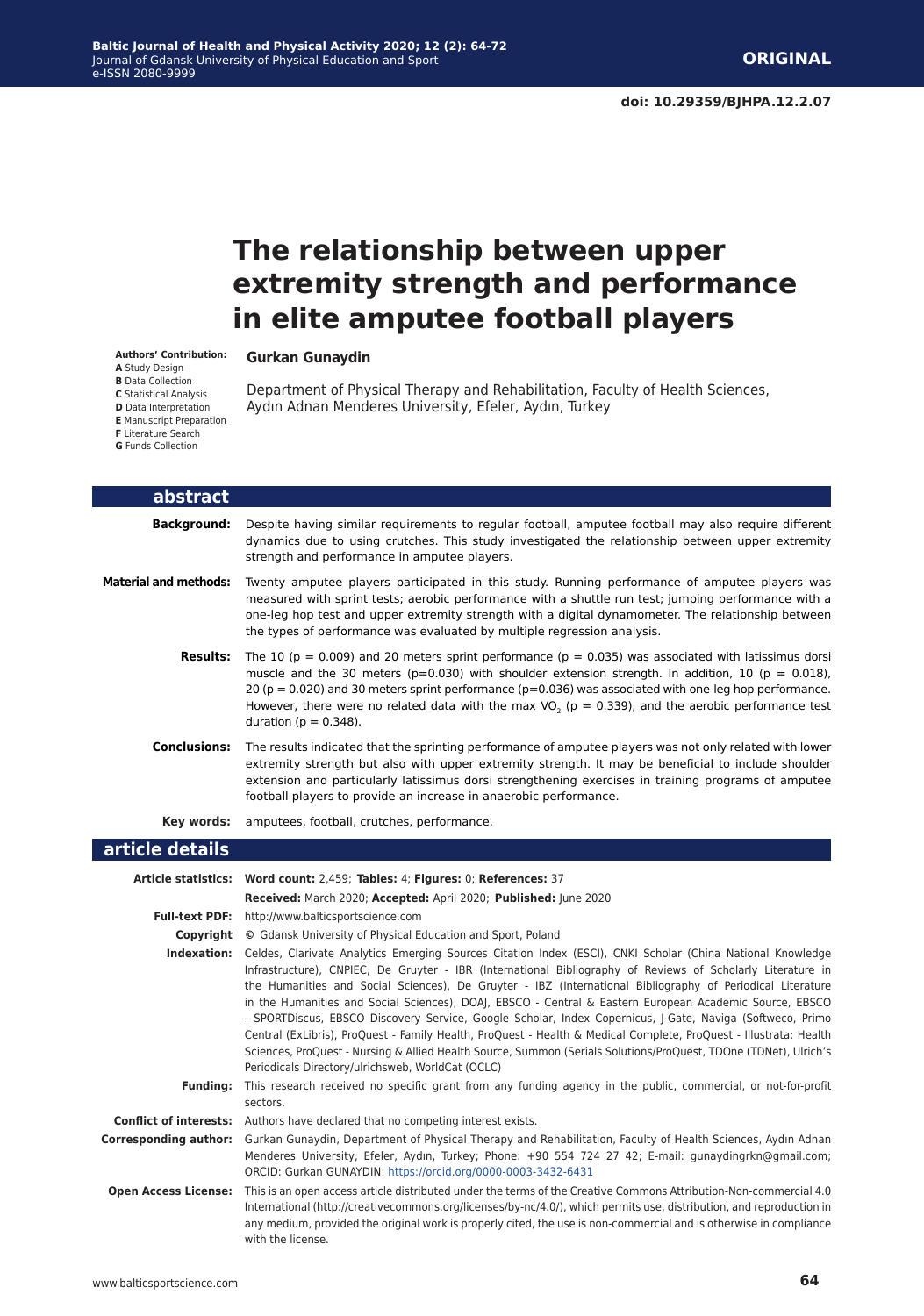# The relationship between upper extremity strength and performance in elite amputee football players

**Authors' Contribution:**
**A** Study Design
**B** Data Collection
**C** Statistical Analysis
**D** Data Interpretation
**E** Manuscript Preparation
**F** Literature Search
**G** Funds Collection

**Gurkan Gunaydin**

Department of Physical Therapy and Rehabilitation, Faculty of Health Sciences, Aydın Adnan Menderes University, Efeler, Aydın, Turkey

## abstract

**Background:** Despite having similar requirements to regular football, amputee football may also require different dynamics due to using crutches. This study investigated the relationship between upper extremity strength and performance in amputee players.

**Material and methods:** Twenty amputee players participated in this study. Running performance of amputee players was measured with sprint tests; aerobic performance with a shuttle run test; jumping performance with a one-leg hop test and upper extremity strength with a digital dynamometer. The relationship between the types of performance was evaluated by multiple regression analysis.

**Results:** The 10 ($p = 0.009$) and 20 meters sprint performance ($p = 0.035$) was associated with latissimus dorsi muscle and the 30 meters ($p=0.030$) with shoulder extension strength. In addition, 10 ($p = 0.018$), 20 ($p = 0.020$) and 30 meters sprint performance ($p=0.036$) was associated with one-leg hop performance. However, there were no related data with the max $VO_2$ ($p = 0.339$), and the aerobic performance test duration ($p = 0.348$).

**Conclusions:** The results indicated that the sprinting performance of amputee players was not only related with lower extremity strength but also with upper extremity strength. It may be beneficial to include shoulder extension and particularly latissimus dorsi strengthening exercises in training programs of amputee football players to provide an increase in anaerobic performance.

**Key words:** amputees, football, crutches, performance.

## article details

**Article statistics:** **Word count:** 2,459; **Tables:** 4; **Figures:** 0; **References:** 37

**Received:** March 2020; **Accepted:** April 2020; **Published:** June 2020

**Full-text PDF:** http://www.balticsportscience.com

**Copyright** © Gdansk University of Physical Education and Sport, Poland

**Indexation:** Celdes, Clarivate Analytics Emerging Sources Citation Index (ESCI), CNKI Scholar (China National Knowledge Infrastructure), CNPIEC, De Gruyter - IBR (International Bibliography of Reviews of Scholarly Literature in the Humanities and Social Sciences), De Gruyter - IBZ (International Bibliography of Periodical Literature in the Humanities and Social Sciences), DOAJ, EBSCO - Central & Eastern European Academic Source, EBSCO - SPORTDiscus, EBSCO Discovery Service, Google Scholar, Index Copernicus, J-Gate, Naviga (Softweco, Primo Central (ExLibris), ProQuest - Family Health, ProQuest - Health & Medical Complete, ProQuest - Illustrata: Health Sciences, ProQuest - Nursing & Allied Health Source, Summon (Serials Solutions/ProQuest, TDOne (TDNet), Ulrich's Periodicals Directory/ulrichsweb, WorldCat (OCLC)

**Funding:** This research received no specific grant from any funding agency in the public, commercial, or not-for-profit sectors.

**Conflict of interests:** Authors have declared that no competing interest exists.

**Corresponding author:** Gurkan Gunaydin, Department of Physical Therapy and Rehabilitation, Faculty of Health Sciences, Aydın Adnan Menderes University, Efeler, Aydın, Turkey; Phone: +90 554 724 27 42; E-mail: gunaydingrkn@gmail.com; ORCID: Gurkan GUNAYDIN: https://orcid.org/0000-0003-3432-6431

**Open Access License:** This is an open access article distributed under the terms of the Creative Commons Attribution-Non-commercial 4.0 International (http://creativecommons.org/licenses/by-nc/4.0/), which permits use, distribution, and reproduction in any medium, provided the original work is properly cited, the use is non-commercial and is otherwise in compliance with the license.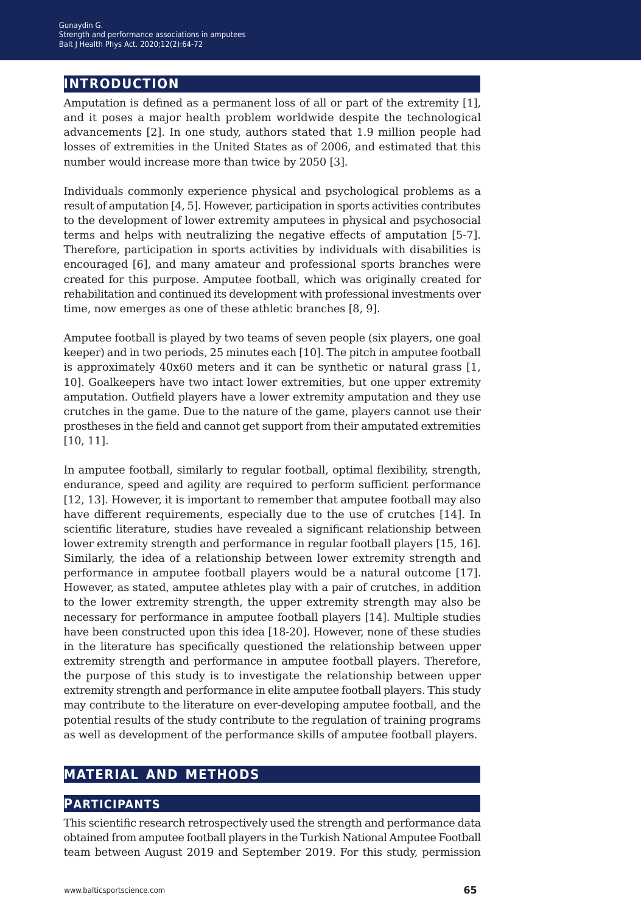## INTRODUCTION

Amputation is defined as a permanent loss of all or part of the extremity [1], and it poses a major health problem worldwide despite the technological advancements [2]. In one study, authors stated that 1.9 million people had losses of extremities in the United States as of 2006, and estimated that this number would increase more than twice by 2050 [3].

Individuals commonly experience physical and psychological problems as a result of amputation [4, 5]. However, participation in sports activities contributes to the development of lower extremity amputees in physical and psychosocial terms and helps with neutralizing the negative effects of amputation [5-7]. Therefore, participation in sports activities by individuals with disabilities is encouraged [6], and many amateur and professional sports branches were created for this purpose. Amputee football, which was originally created for rehabilitation and continued its development with professional investments over time, now emerges as one of these athletic branches [8, 9].

Amputee football is played by two teams of seven people (six players, one goal keeper) and in two periods, 25 minutes each [10]. The pitch in amputee football is approximately 40x60 meters and it can be synthetic or natural grass [1, 10]. Goalkeepers have two intact lower extremities, but one upper extremity amputation. Outfield players have a lower extremity amputation and they use crutches in the game. Due to the nature of the game, players cannot use their prostheses in the field and cannot get support from their amputated extremities [10, 11].

In amputee football, similarly to regular football, optimal flexibility, strength, endurance, speed and agility are required to perform sufficient performance [12, 13]. However, it is important to remember that amputee football may also have different requirements, especially due to the use of crutches [14]. In scientific literature, studies have revealed a significant relationship between lower extremity strength and performance in regular football players [15, 16]. Similarly, the idea of a relationship between lower extremity strength and performance in amputee football players would be a natural outcome [17]. However, as stated, amputee athletes play with a pair of crutches, in addition to the lower extremity strength, the upper extremity strength may also be necessary for performance in amputee football players [14]. Multiple studies have been constructed upon this idea [18-20]. However, none of these studies in the literature has specifically questioned the relationship between upper extremity strength and performance in amputee football players. Therefore, the purpose of this study is to investigate the relationship between upper extremity strength and performance in elite amputee football players. This study may contribute to the literature on ever-developing amputee football, and the potential results of the study contribute to the regulation of training programs as well as development of the performance skills of amputee football players.

## MATERIAL AND METHODS

### PARTICIPANTS

This scientific research retrospectively used the strength and performance data obtained from amputee football players in the Turkish National Amputee Football team between August 2019 and September 2019. For this study, permission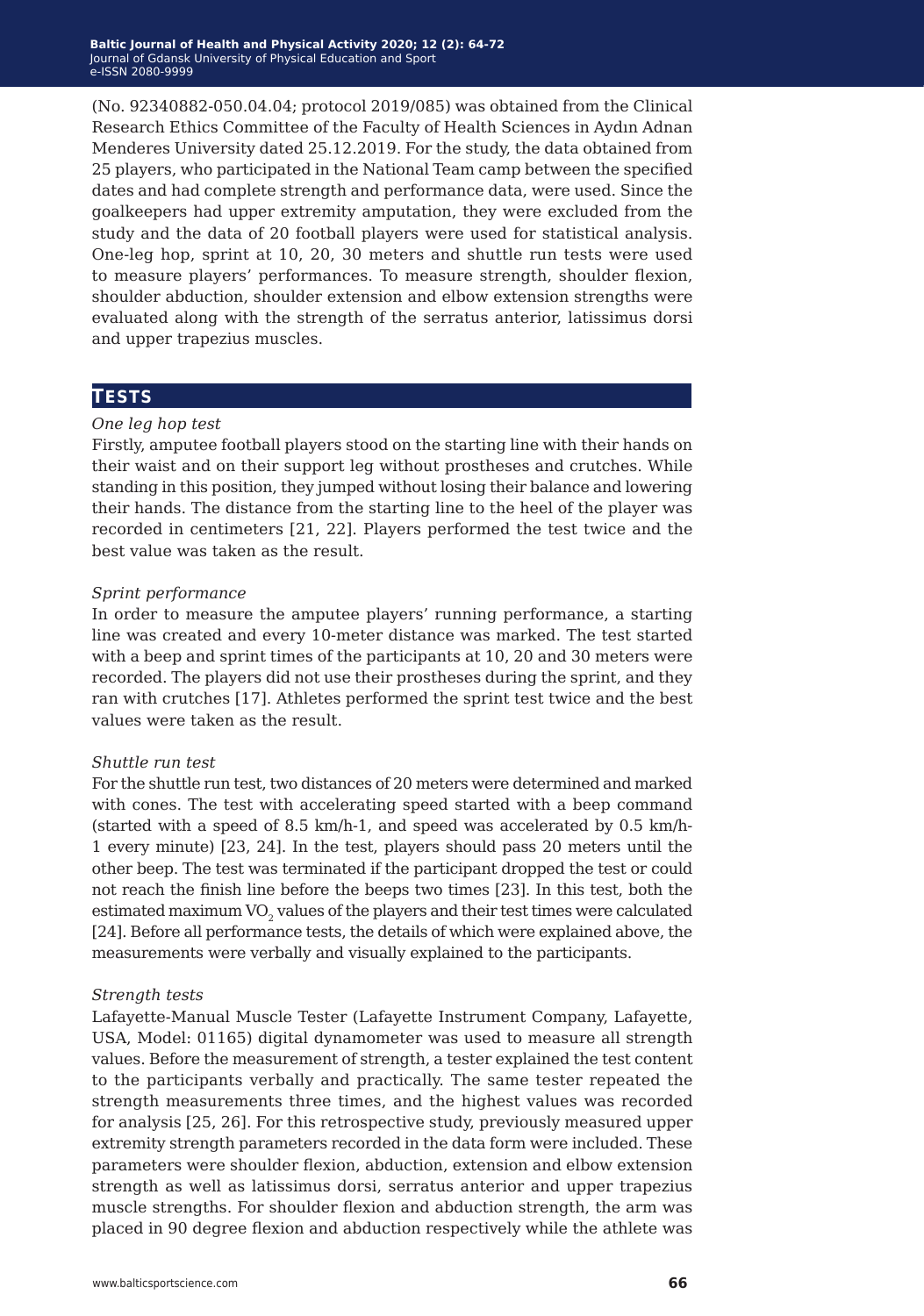(No. 92340882-050.04.04; protocol 2019/085) was obtained from the Clinical Research Ethics Committee of the Faculty of Health Sciences in Aydın Adnan Menderes University dated 25.12.2019. For the study, the data obtained from 25 players, who participated in the National Team camp between the specified dates and had complete strength and performance data, were used. Since the goalkeepers had upper extremity amputation, they were excluded from the study and the data of 20 football players were used for statistical analysis. One-leg hop, sprint at 10, 20, 30 meters and shuttle run tests were used to measure players' performances. To measure strength, shoulder flexion, shoulder abduction, shoulder extension and elbow extension strengths were evaluated along with the strength of the serratus anterior, latissimus dorsi and upper trapezius muscles.

## Tests

*One leg hop test*

Firstly, amputee football players stood on the starting line with their hands on their waist and on their support leg without prostheses and crutches. While standing in this position, they jumped without losing their balance and lowering their hands. The distance from the starting line to the heel of the player was recorded in centimeters [21, 22]. Players performed the test twice and the best value was taken as the result.

*Sprint performance*

In order to measure the amputee players' running performance, a starting line was created and every 10-meter distance was marked. The test started with a beep and sprint times of the participants at 10, 20 and 30 meters were recorded. The players did not use their prostheses during the sprint, and they ran with crutches [17]. Athletes performed the sprint test twice and the best values were taken as the result.

*Shuttle run test*

For the shuttle run test, two distances of 20 meters were determined and marked with cones. The test with accelerating speed started with a beep command (started with a speed of 8.5 km/h-1, and speed was accelerated by 0.5 km/h-1 every minute) [23, 24]. In the test, players should pass 20 meters until the other beep. The test was terminated if the participant dropped the test or could not reach the finish line before the beeps two times [23]. In this test, both the estimated maximum $VO_2$ values of the players and their test times were calculated [24]. Before all performance tests, the details of which were explained above, the measurements were verbally and visually explained to the participants.

*Strength tests*

Lafayette-Manual Muscle Tester (Lafayette Instrument Company, Lafayette, USA, Model: 01165) digital dynamometer was used to measure all strength values. Before the measurement of strength, a tester explained the test content to the participants verbally and practically. The same tester repeated the strength measurements three times, and the highest values was recorded for analysis [25, 26]. For this retrospective study, previously measured upper extremity strength parameters recorded in the data form were included. These parameters were shoulder flexion, abduction, extension and elbow extension strength as well as latissimus dorsi, serratus anterior and upper trapezius muscle strengths. For shoulder flexion and abduction strength, the arm was placed in 90 degree flexion and abduction respectively while the athlete was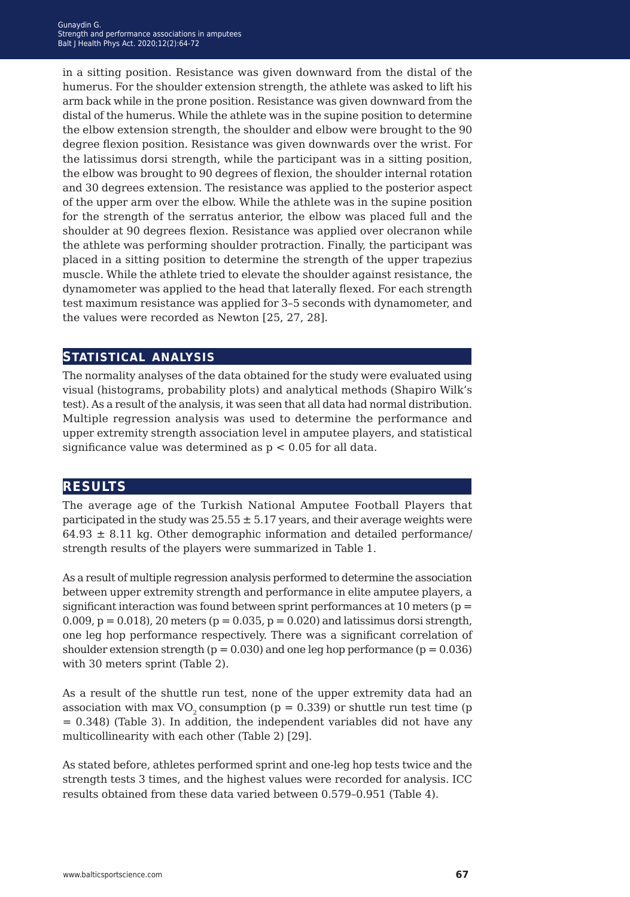in a sitting position. Resistance was given downward from the distal of the humerus. For the shoulder extension strength, the athlete was asked to lift his arm back while in the prone position. Resistance was given downward from the distal of the humerus. While the athlete was in the supine position to determine the elbow extension strength, the shoulder and elbow were brought to the 90 degree flexion position. Resistance was given downwards over the wrist. For the latissimus dorsi strength, while the participant was in a sitting position, the elbow was brought to 90 degrees of flexion, the shoulder internal rotation and 30 degrees extension. The resistance was applied to the posterior aspect of the upper arm over the elbow. While the athlete was in the supine position for the strength of the serratus anterior, the elbow was placed full and the shoulder at 90 degrees flexion. Resistance was applied over olecranon while the athlete was performing shoulder protraction. Finally, the participant was placed in a sitting position to determine the strength of the upper trapezius muscle. While the athlete tried to elevate the shoulder against resistance, the dynamometer was applied to the head that laterally flexed. For each strength test maximum resistance was applied for 3–5 seconds with dynamometer, and the values were recorded as Newton [25, 27, 28].

## Statistical analysis

The normality analyses of the data obtained for the study were evaluated using visual (histograms, probability plots) and analytical methods (Shapiro Wilk's test). As a result of the analysis, it was seen that all data had normal distribution. Multiple regression analysis was used to determine the performance and upper extremity strength association level in amputee players, and statistical significance value was determined as $p < 0.05$ for all data.

## Results

The average age of the Turkish National Amputee Football Players that participated in the study was 25.55 ± 5.17 years, and their average weights were 64.93 ± 8.11 kg. Other demographic information and detailed performance/strength results of the players were summarized in Table 1.

As a result of multiple regression analysis performed to determine the association between upper extremity strength and performance in elite amputee players, a significant interaction was found between sprint performances at 10 meters ($p = 0.009$, $p = 0.018$), 20 meters ($p = 0.035$, $p = 0.020$) and latissimus dorsi strength, one leg hop performance respectively. There was a significant correlation of shoulder extension strength ($p = 0.030$) and one leg hop performance ($p = 0.036$) with 30 meters sprint (Table 2).

As a result of the shuttle run test, none of the upper extremity data had an association with max $VO_2$ consumption ($p = 0.339$) or shuttle run test time ($p = 0.348$) (Table 3). In addition, the independent variables did not have any multicollinearity with each other (Table 2) [29].

As stated before, athletes performed sprint and one-leg hop tests twice and the strength tests 3 times, and the highest values were recorded for analysis. ICC results obtained from these data varied between 0.579–0.951 (Table 4).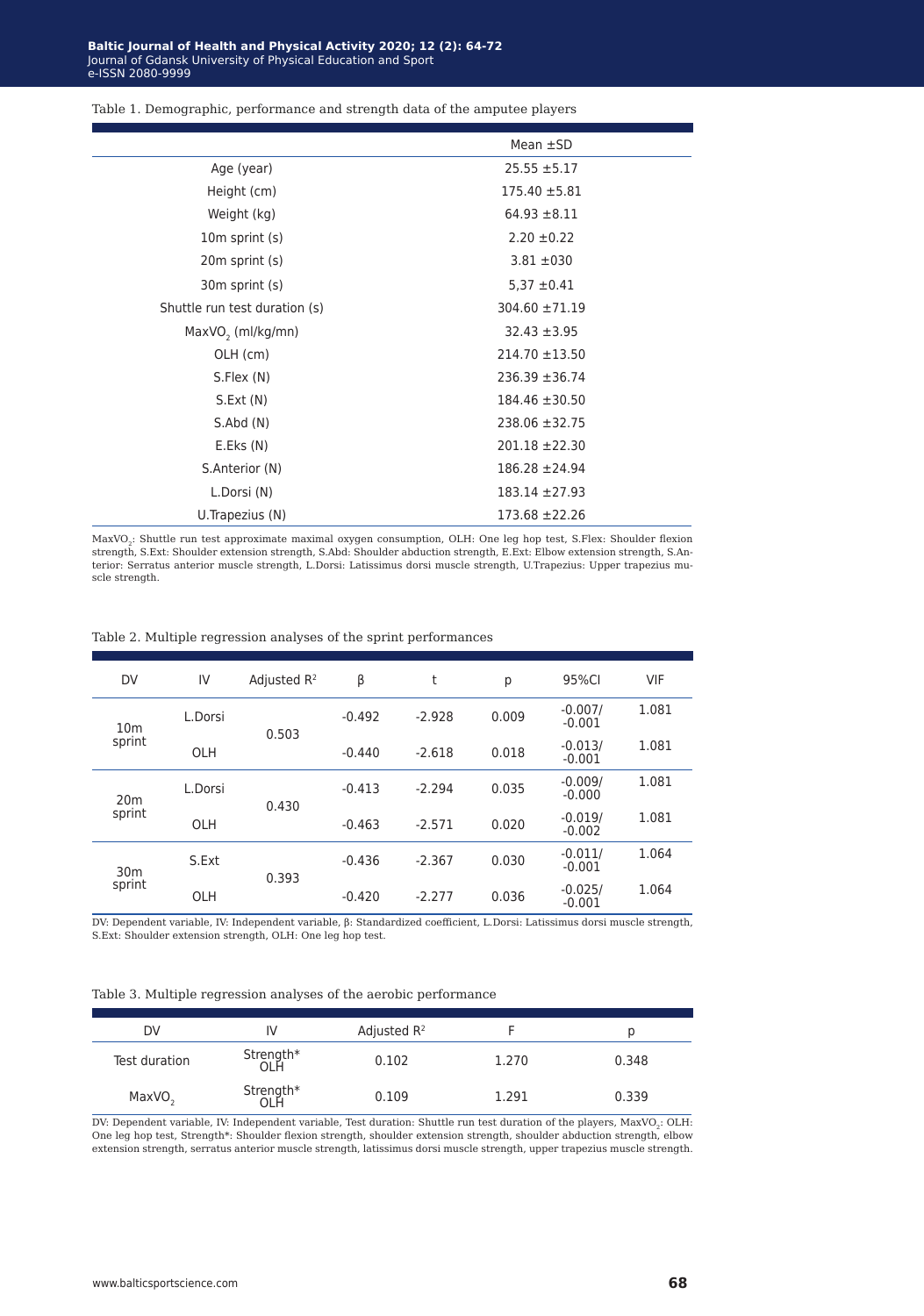Table 1. Demographic, performance and strength data of the amputee players

| | Mean ±SD |
|---|---|
| Age (year) | 25.55 ±5.17 |
| Height (cm) | 175.40 ±5.81 |
| Weight (kg) | 64.93 ±8.11 |
| 10m sprint (s) | 2.20 ±0.22 |
| 20m sprint (s) | 3.81 ±030 |
| 30m sprint (s) | 5,37 ±0.41 |
| Shuttle run test duration (s) | 304.60 ±71.19 |
| $MaxVO_2$ (ml/kg/mn) | 32.43 ±3.95 |
| OLH (cm) | 214.70 ±13.50 |
| S.Flex (N) | 236.39 ±36.74 |
| S.Ext (N) | 184.46 ±30.50 |
| S.Abd (N) | 238.06 ±32.75 |
| E.Eks (N) | 201.18 ±22.30 |
| S.Anterior (N) | 186.28 ±24.94 |
| L.Dorsi (N) | 183.14 ±27.93 |
| U.Trapezius (N) | 173.68 ±22.26 |

$MaxVO_2$: Shuttle run test approximate maximal oxygen consumption, OLH: One leg hop test, S.Flex: Shoulder flexion strength, S.Ext: Shoulder extension strength, S.Abd: Shoulder abduction strength, E.Ext: Elbow extension strength, S.Anterior: Serratus anterior muscle strength, L.Dorsi: Latissimus dorsi muscle strength, U.Trapezius: Upper trapezius muscle strength.

Table 2. Multiple regression analyses of the sprint performances

| DV | IV | Adjusted $R^2$ | β | t | p | 95%CI | VIF |
|---|---|---|---|---|---|---|---|
| 10m sprint | L.Dorsi | 0.503 | -0.492 | -2.928 | 0.009 | -0.007/ -0.001 | 1.081 |
| | OLH | | -0.440 | -2.618 | 0.018 | -0.013/ -0.001 | 1.081 |
| 20m sprint | L.Dorsi | 0.430 | -0.413 | -2.294 | 0.035 | -0.009/ -0.000 | 1.081 |
| | OLH | | -0.463 | -2.571 | 0.020 | -0.019/ -0.002 | 1.081 |
| 30m sprint | S.Ext | 0.393 | -0.436 | -2.367 | 0.030 | -0.011/ -0.001 | 1.064 |
| | OLH | | -0.420 | -2.277 | 0.036 | -0.025/ -0.001 | 1.064 |

DV: Dependent variable, IV: Independent variable, β: Standardized coefficient, L.Dorsi: Latissimus dorsi muscle strength, S.Ext: Shoulder extension strength, OLH: One leg hop test.

Table 3. Multiple regression analyses of the aerobic performance

| DV | IV | Adjusted $R^2$ | F | p |
|---|---|---|---|---|
| Test duration | Strength* OLH | 0.102 | 1.270 | 0.348 |
| $MaxVO_2$ | Strength* OLH | 0.109 | 1.291 | 0.339 |

DV: Dependent variable, IV: Independent variable, Test duration: Shuttle run test duration of the players, $MaxVO_2$: OLH: One leg hop test, Strength*: Shoulder flexion strength, shoulder extension strength, shoulder abduction strength, elbow extension strength, serratus anterior muscle strength, latissimus dorsi muscle strength, upper trapezius muscle strength.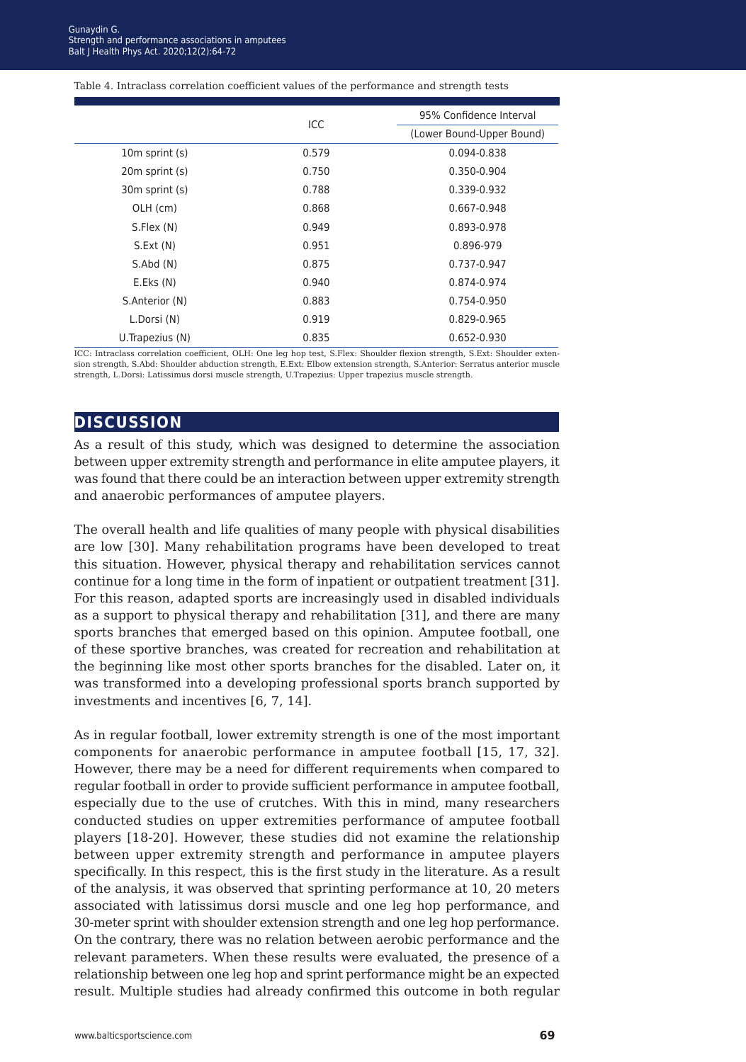Table 4. Intraclass correlation coefficient values of the performance and strength tests

| | ICC | 95% Confidence Interval (Lower Bound-Upper Bound) |
|---|---|---|
| 10m sprint (s) | 0.579 | 0.094-0.838 |
| 20m sprint (s) | 0.750 | 0.350-0.904 |
| 30m sprint (s) | 0.788 | 0.339-0.932 |
| OLH (cm) | 0.868 | 0.667-0.948 |
| S.Flex (N) | 0.949 | 0.893-0.978 |
| S.Ext (N) | 0.951 | 0.896-979 |
| S.Abd (N) | 0.875 | 0.737-0.947 |
| E.Eks (N) | 0.940 | 0.874-0.974 |
| S.Anterior (N) | 0.883 | 0.754-0.950 |
| L.Dorsi (N) | 0.919 | 0.829-0.965 |
| U.Trapezius (N) | 0.835 | 0.652-0.930 |

ICC: Intraclass correlation coefficient, OLH: One leg hop test, S.Flex: Shoulder flexion strength, S.Ext: Shoulder extension strength, S.Abd: Shoulder abduction strength, E.Ext: Elbow extension strength, S.Anterior: Serratus anterior muscle strength, L.Dorsi: Latissimus dorsi muscle strength, U.Trapezius: Upper trapezius muscle strength.

## DISCUSSION

As a result of this study, which was designed to determine the association between upper extremity strength and performance in elite amputee players, it was found that there could be an interaction between upper extremity strength and anaerobic performances of amputee players.

The overall health and life qualities of many people with physical disabilities are low [30]. Many rehabilitation programs have been developed to treat this situation. However, physical therapy and rehabilitation services cannot continue for a long time in the form of inpatient or outpatient treatment [31]. For this reason, adapted sports are increasingly used in disabled individuals as a support to physical therapy and rehabilitation [31], and there are many sports branches that emerged based on this opinion. Amputee football, one of these sportive branches, was created for recreation and rehabilitation at the beginning like most other sports branches for the disabled. Later on, it was transformed into a developing professional sports branch supported by investments and incentives [6, 7, 14].

As in regular football, lower extremity strength is one of the most important components for anaerobic performance in amputee football [15, 17, 32]. However, there may be a need for different requirements when compared to regular football in order to provide sufficient performance in amputee football, especially due to the use of crutches. With this in mind, many researchers conducted studies on upper extremities performance of amputee football players [18-20]. However, these studies did not examine the relationship between upper extremity strength and performance in amputee players specifically. In this respect, this is the first study in the literature. As a result of the analysis, it was observed that sprinting performance at 10, 20 meters associated with latissimus dorsi muscle and one leg hop performance, and 30-meter sprint with shoulder extension strength and one leg hop performance. On the contrary, there was no relation between aerobic performance and the relevant parameters. When these results were evaluated, the presence of a relationship between one leg hop and sprint performance might be an expected result. Multiple studies had already confirmed this outcome in both regular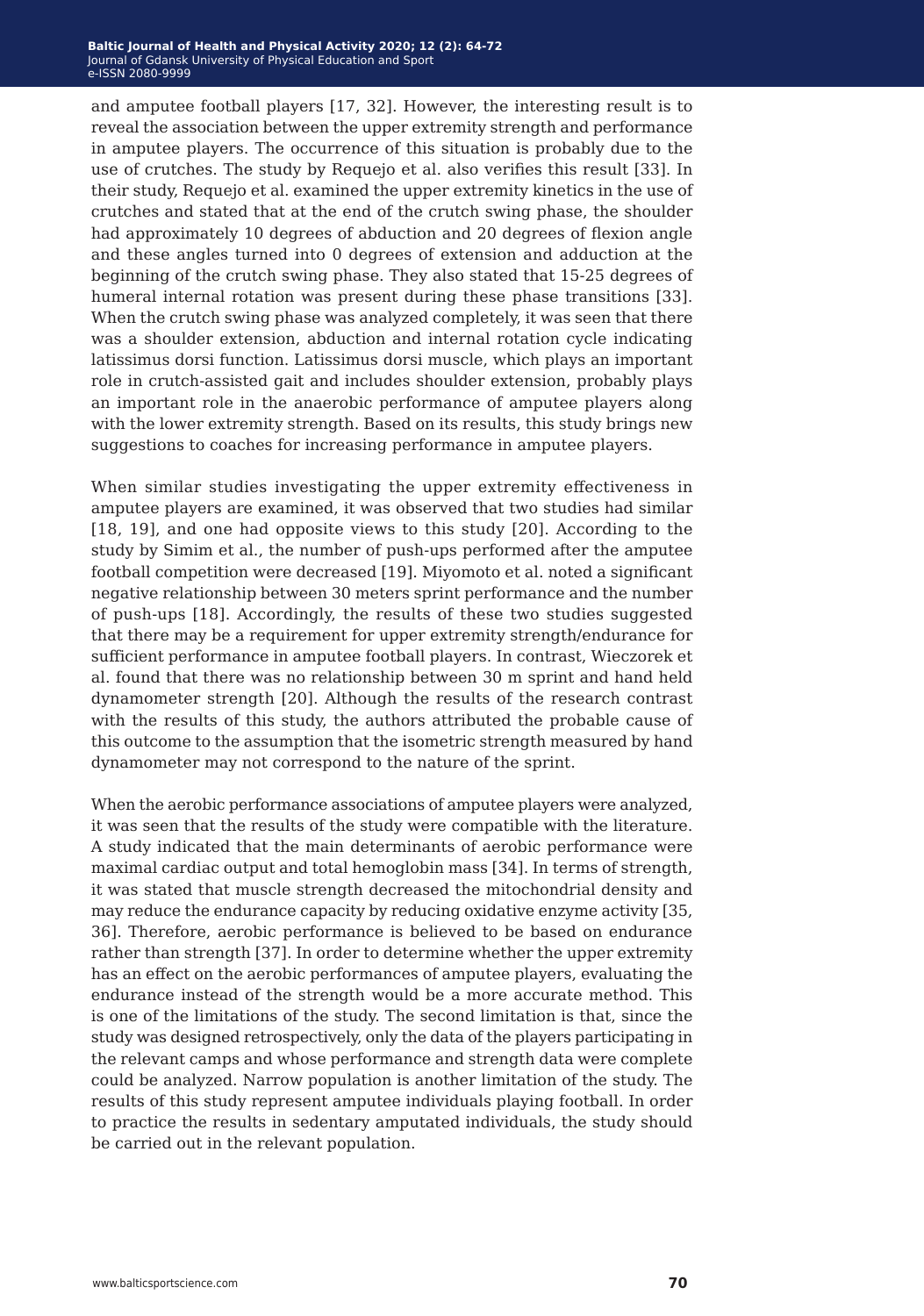and amputee football players [17, 32]. However, the interesting result is to reveal the association between the upper extremity strength and performance in amputee players. The occurrence of this situation is probably due to the use of crutches. The study by Requejo et al. also verifies this result [33]. In their study, Requejo et al. examined the upper extremity kinetics in the use of crutches and stated that at the end of the crutch swing phase, the shoulder had approximately 10 degrees of abduction and 20 degrees of flexion angle and these angles turned into 0 degrees of extension and adduction at the beginning of the crutch swing phase. They also stated that 15-25 degrees of humeral internal rotation was present during these phase transitions [33]. When the crutch swing phase was analyzed completely, it was seen that there was a shoulder extension, abduction and internal rotation cycle indicating latissimus dorsi function. Latissimus dorsi muscle, which plays an important role in crutch-assisted gait and includes shoulder extension, probably plays an important role in the anaerobic performance of amputee players along with the lower extremity strength. Based on its results, this study brings new suggestions to coaches for increasing performance in amputee players.

When similar studies investigating the upper extremity effectiveness in amputee players are examined, it was observed that two studies had similar [18, 19], and one had opposite views to this study [20]. According to the study by Simim et al., the number of push-ups performed after the amputee football competition were decreased [19]. Miyomoto et al. noted a significant negative relationship between 30 meters sprint performance and the number of push-ups [18]. Accordingly, the results of these two studies suggested that there may be a requirement for upper extremity strength/endurance for sufficient performance in amputee football players. In contrast, Wieczorek et al. found that there was no relationship between 30 m sprint and hand held dynamometer strength [20]. Although the results of the research contrast with the results of this study, the authors attributed the probable cause of this outcome to the assumption that the isometric strength measured by hand dynamometer may not correspond to the nature of the sprint.

When the aerobic performance associations of amputee players were analyzed, it was seen that the results of the study were compatible with the literature. A study indicated that the main determinants of aerobic performance were maximal cardiac output and total hemoglobin mass [34]. In terms of strength, it was stated that muscle strength decreased the mitochondrial density and may reduce the endurance capacity by reducing oxidative enzyme activity [35, 36]. Therefore, aerobic performance is believed to be based on endurance rather than strength [37]. In order to determine whether the upper extremity has an effect on the aerobic performances of amputee players, evaluating the endurance instead of the strength would be a more accurate method. This is one of the limitations of the study. The second limitation is that, since the study was designed retrospectively, only the data of the players participating in the relevant camps and whose performance and strength data were complete could be analyzed. Narrow population is another limitation of the study. The results of this study represent amputee individuals playing football. In order to practice the results in sedentary amputated individuals, the study should be carried out in the relevant population.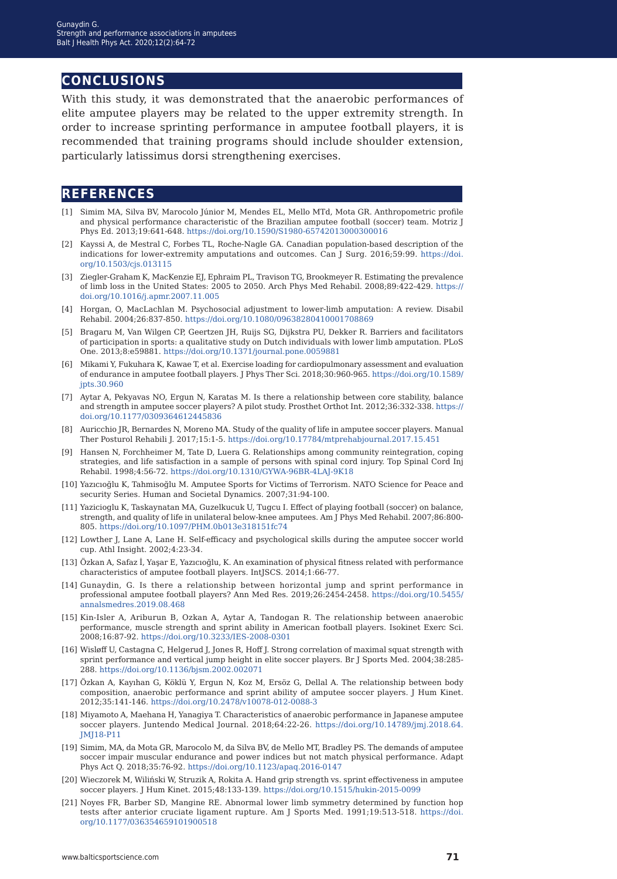## CONCLUSIONS

With this study, it was demonstrated that the anaerobic performances of elite amputee players may be related to the upper extremity strength. In order to increase sprinting performance in amputee football players, it is recommended that training programs should include shoulder extension, particularly latissimus dorsi strengthening exercises.

## REFERENCES

[1] Simim MA, Silva BV, Marocolo Júnior M, Mendes EL, Mello MTd, Mota GR. Anthropometric profile and physical performance characteristic of the Brazilian amputee football (soccer) team. Motriz J Phys Ed. 2013;19:641-648. https://doi.org/10.1590/S1980-65742013000300016

[2] Kayssi A, de Mestral C, Forbes TL, Roche-Nagle GA. Canadian population-based description of the indications for lower-extremity amputations and outcomes. Can J Surg. 2016;59:99. https://doi.org/10.1503/cjs.013115

[3] Ziegler-Graham K, MacKenzie EJ, Ephraim PL, Travison TG, Brookmeyer R. Estimating the prevalence of limb loss in the United States: 2005 to 2050. Arch Phys Med Rehabil. 2008;89:422-429. https://doi.org/10.1016/j.apmr.2007.11.005

[4] Horgan, O, MacLachlan M. Psychosocial adjustment to lower-limb amputation: A review. Disabil Rehabil. 2004;26:837-850. https://doi.org/10.1080/09638280410001708869

[5] Bragaru M, Van Wilgen CP, Geertzen JH, Ruijs SG, Dijkstra PU, Dekker R. Barriers and facilitators of participation in sports: a qualitative study on Dutch individuals with lower limb amputation. PLoS One. 2013;8:e59881. https://doi.org/10.1371/journal.pone.0059881

[6] Mikami Y, Fukuhara K, Kawae T, et al. Exercise loading for cardiopulmonary assessment and evaluation of endurance in amputee football players. J Phys Ther Sci. 2018;30:960-965. https://doi.org/10.1589/jpts.30.960

[7] Aytar A, Pekyavas NO, Ergun N, Karatas M. Is there a relationship between core stability, balance and strength in amputee soccer players? A pilot study. Prosthet Orthot Int. 2012;36:332-338. https://doi.org/10.1177/0309364612445836

[8] Auricchio JR, Bernardes N, Moreno MA. Study of the quality of life in amputee soccer players. Manual Ther Posturol Rehabili J. 2017;15:1-5. https://doi.org/10.17784/mtprehabjournal.2017.15.451

[9] Hansen N, Forchheimer M, Tate D, Luera G. Relationships among community reintegration, coping strategies, and life satisfaction in a sample of persons with spinal cord injury. Top Spinal Cord Inj Rehabil. 1998;4:56-72. https://doi.org/10.1310/GYWA-96BR-4LAJ-9K18

[10] Yazıcıoğlu K, Tahmisoğlu M. Amputee Sports for Victims of Terrorism. NATO Science for Peace and security Series. Human and Societal Dynamics. 2007;31:94-100.

[11] Yazicioglu K, Taskaynatan MA, Guzelkucuk U, Tugcu I. Effect of playing football (soccer) on balance, strength, and quality of life in unilateral below-knee amputees. Am J Phys Med Rehabil. 2007;86:800-805. https://doi.org/10.1097/PHM.0b013e318151fc74

[12] Lowther J, Lane A, Lane H. Self-efficacy and psychological skills during the amputee soccer world cup. Athl Insight. 2002;4:23-34.

[13] Özkan A, Safaz İ, Yaşar E, Yazıcıoğlu, K. An examination of physical fitness related with performance characteristics of amputee football players. IntJSCS. 2014;1:66-77.

[14] Gunaydin, G. Is there a relationship between horizontal jump and sprint performance in professional amputee football players? Ann Med Res. 2019;26:2454-2458. https://doi.org/10.5455/annalsmedres.2019.08.468

[15] Kin-Isler A, Ariburun B, Ozkan A, Aytar A, Tandogan R. The relationship between anaerobic performance, muscle strength and sprint ability in American football players. Isokinet Exerc Sci. 2008;16:87-92. https://doi.org/10.3233/IES-2008-0301

[16] Wisløff U, Castagna C, Helgerud J, Jones R, Hoff J. Strong correlation of maximal squat strength with sprint performance and vertical jump height in elite soccer players. Br J Sports Med. 2004;38:285-288. https://doi.org/10.1136/bjsm.2002.002071

[17] Özkan A, Kayıhan G, Köklü Y, Ergun N, Koz M, Ersöz G, Dellal A. The relationship between body composition, anaerobic performance and sprint ability of amputee soccer players. J Hum Kinet. 2012;35:141-146. https://doi.org/10.2478/v10078-012-0088-3

[18] Miyamoto A, Maehana H, Yanagiya T. Characteristics of anaerobic performance in Japanese amputee soccer players. Juntendo Medical Journal. 2018;64:22-26. https://doi.org/10.14789/jmj.2018.64.JMJ18-P11

[19] Simim, MA, da Mota GR, Marocolo M, da Silva BV, de Mello MT, Bradley PS. The demands of amputee soccer impair muscular endurance and power indices but not match physical performance. Adapt Phys Act Q. 2018;35:76-92. https://doi.org/10.1123/apaq.2016-0147

[20] Wieczorek M, Wiliński W, Struzik A, Rokita A. Hand grip strength vs. sprint effectiveness in amputee soccer players. J Hum Kinet. 2015;48:133-139. https://doi.org/10.1515/hukin-2015-0099

[21] Noyes FR, Barber SD, Mangine RE. Abnormal lower limb symmetry determined by function hop tests after anterior cruciate ligament rupture. Am J Sports Med. 1991;19:513-518. https://doi.org/10.1177/036354659101900518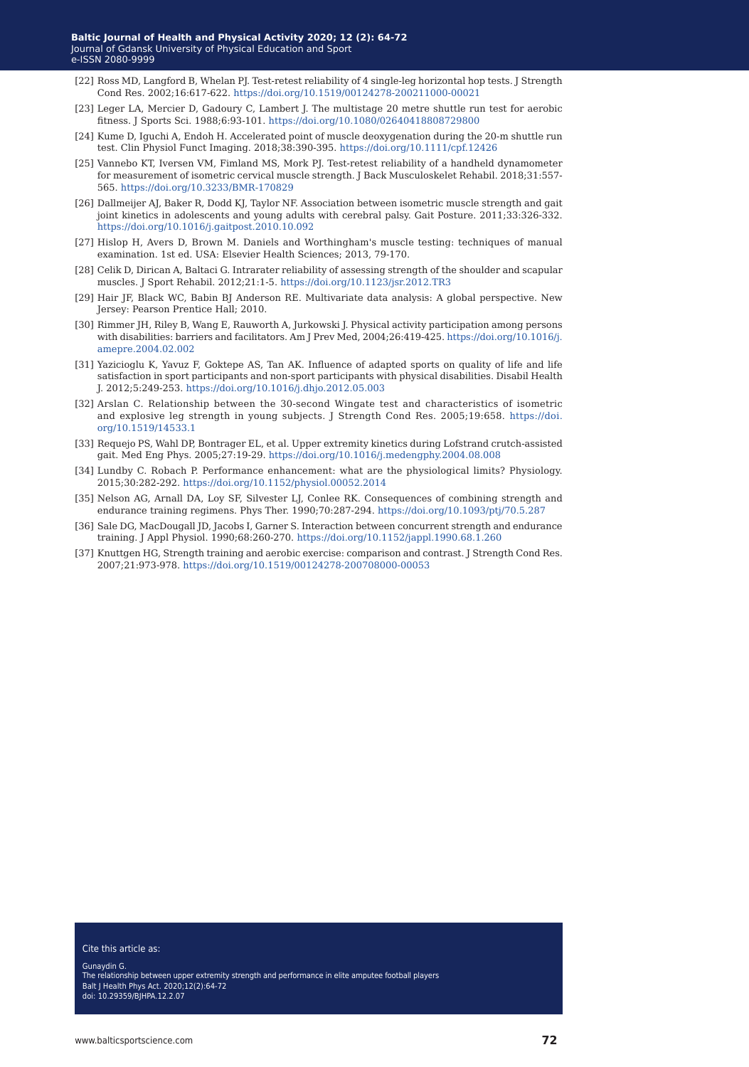[22] Ross MD, Langford B, Whelan PJ. Test-retest reliability of 4 single-leg horizontal hop tests. J Strength Cond Res. 2002;16:617-622. https://doi.org/10.1519/00124278-200211000-00021

[23] Leger LA, Mercier D, Gadoury C, Lambert J. The multistage 20 metre shuttle run test for aerobic fitness. J Sports Sci. 1988;6:93-101. https://doi.org/10.1080/02640418808729800

[24] Kume D, Iguchi A, Endoh H. Accelerated point of muscle deoxygenation during the 20-m shuttle run test. Clin Physiol Funct Imaging. 2018;38:390-395. https://doi.org/10.1111/cpf.12426

[25] Vannebo KT, Iversen VM, Fimland MS, Mork PJ. Test-retest reliability of a handheld dynamometer for measurement of isometric cervical muscle strength. J Back Musculoskelet Rehabil. 2018;31:557-565. https://doi.org/10.3233/BMR-170829

[26] Dallmeijer AJ, Baker R, Dodd KJ, Taylor NF. Association between isometric muscle strength and gait joint kinetics in adolescents and young adults with cerebral palsy. Gait Posture. 2011;33:326-332. https://doi.org/10.1016/j.gaitpost.2010.10.092

[27] Hislop H, Avers D, Brown M. Daniels and Worthingham's muscle testing: techniques of manual examination. 1st ed. USA: Elsevier Health Sciences; 2013, 79-170.

[28] Celik D, Dirican A, Baltaci G. Intrarater reliability of assessing strength of the shoulder and scapular muscles. J Sport Rehabil. 2012;21:1-5. https://doi.org/10.1123/jsr.2012.TR3

[29] Hair JF, Black WC, Babin BJ Anderson RE. Multivariate data analysis: A global perspective. New Jersey: Pearson Prentice Hall; 2010.

[30] Rimmer JH, Riley B, Wang E, Rauworth A, Jurkowski J. Physical activity participation among persons with disabilities: barriers and facilitators. Am J Prev Med, 2004;26:419-425. https://doi.org/10.1016/j.amepre.2004.02.002

[31] Yazicioglu K, Yavuz F, Goktepe AS, Tan AK. Influence of adapted sports on quality of life and life satisfaction in sport participants and non-sport participants with physical disabilities. Disabil Health J. 2012;5:249-253. https://doi.org/10.1016/j.dhjo.2012.05.003

[32] Arslan C. Relationship between the 30-second Wingate test and characteristics of isometric and explosive leg strength in young subjects. J Strength Cond Res. 2005;19:658. https://doi.org/10.1519/14533.1

[33] Requejo PS, Wahl DP, Bontrager EL, et al. Upper extremity kinetics during Lofstrand crutch-assisted gait. Med Eng Phys. 2005;27:19-29. https://doi.org/10.1016/j.medengphy.2004.08.008

[34] Lundby C. Robach P. Performance enhancement: what are the physiological limits? Physiology. 2015;30:282-292. https://doi.org/10.1152/physiol.00052.2014

[35] Nelson AG, Arnall DA, Loy SF, Silvester LJ, Conlee RK. Consequences of combining strength and endurance training regimens. Phys Ther. 1990;70:287-294. https://doi.org/10.1093/ptj/70.5.287

[36] Sale DG, MacDougall JD, Jacobs I, Garner S. Interaction between concurrent strength and endurance training. J Appl Physiol. 1990;68:260-270. https://doi.org/10.1152/jappl.1990.68.1.260

[37] Knuttgen HG, Strength training and aerobic exercise: comparison and contrast. J Strength Cond Res. 2007;21:973-978. https://doi.org/10.1519/00124278-200708000-00053

Cite this article as:

Gunaydin G.
The relationship between upper extremity strength and performance in elite amputee football players
Balt J Health Phys Act. 2020;12(2):64-72
doi: 10.29359/BJHPA.12.2.07